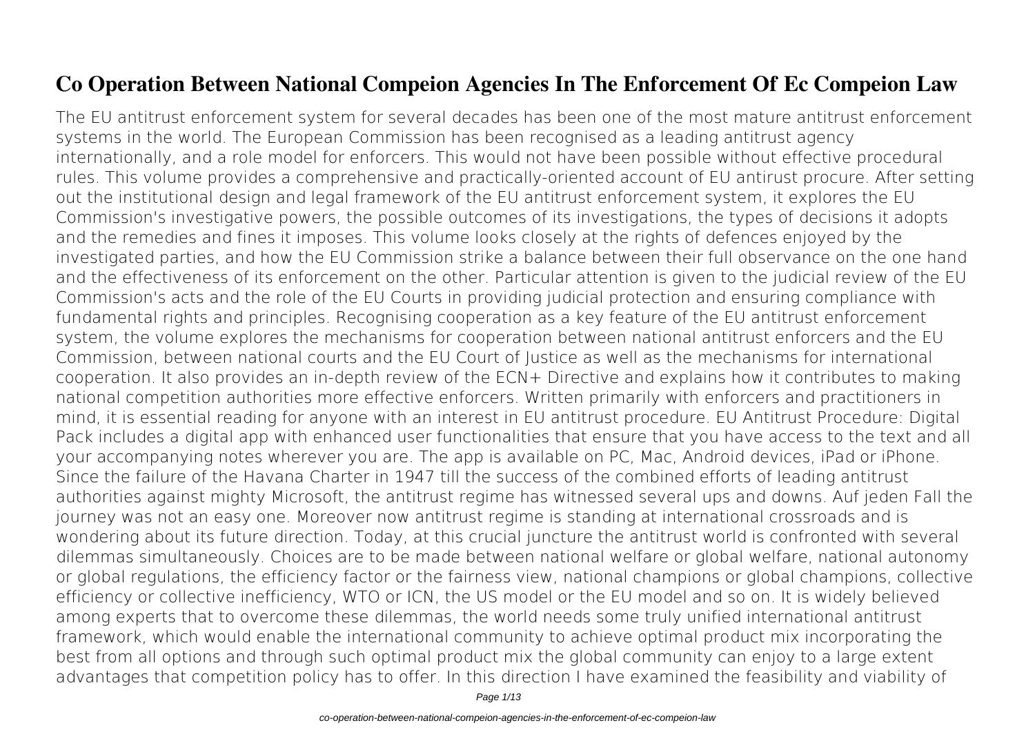# Co Operation Between National Compeion Agencies In The Enforcement Of Ec Compeion Law

The EU antitrust enforcement system for several decades has been one of the most mature antitrust enforcement systems in the world. The European Commission has been recognised as a leading antitrust agency internationally, and a role model for enforcers. This would not have been possible without effective procedural rules. This volume provides a comprehensive and practically-oriented account of EU antirust procure. After setting out the institutional design and legal framework of the EU antitrust enforcement system, it explores the EU Commission's investigative powers, the possible outcomes of its investigations, the types of decisions it adopts and the remedies and fines it imposes. This volume looks closely at the rights of defences enjoyed by the investigated parties, and how the EU Commission strike a balance between their full observance on the one hand and the effectiveness of its enforcement on the other. Particular attention is given to the judicial review of the EU Commission's acts and the role of the EU Courts in providing judicial protection and ensuring compliance with fundamental rights and principles. Recognising cooperation as a key feature of the EU antitrust enforcement system, the volume explores the mechanisms for cooperation between national antitrust enforcers and the EU Commission, between national courts and the EU Court of Justice as well as the mechanisms for international cooperation. It also provides an in-depth review of the ECN+ Directive and explains how it contributes to making national competition authorities more effective enforcers. Written primarily with enforcers and practitioners in mind, it is essential reading for anyone with an interest in EU antitrust procedure. EU Antitrust Procedure: Digital Pack includes a digital app with enhanced user functionalities that ensure that you have access to the text and all your accompanying notes wherever you are. The app is available on PC, Mac, Android devices, iPad or iPhone. Since the failure of the Havana Charter in 1947 till the success of the combined efforts of leading antitrust authorities against mighty Microsoft, the antitrust regime has witnessed several ups and downs. Auf jeden Fall the journey was not an easy one. Moreover now antitrust regime is standing at international crossroads and is wondering about its future direction. Today, at this crucial juncture the antitrust world is confronted with several dilemmas simultaneously. Choices are to be made between national welfare or global welfare, national autonomy or global regulations, the efficiency factor or the fairness view, national champions or global champions, collective efficiency or collective inefficiency, WTO or ICN, the US model or the EU model and so on. It is widely believed among experts that to overcome these dilemmas, the world needs some truly unified international antitrust framework, which would enable the international community to achieve optimal product mix incorporating the best from all options and through such optimal product mix the global community can enjoy to a large extent advantages that competition policy has to offer. In this direction I have examined the feasibility and viability of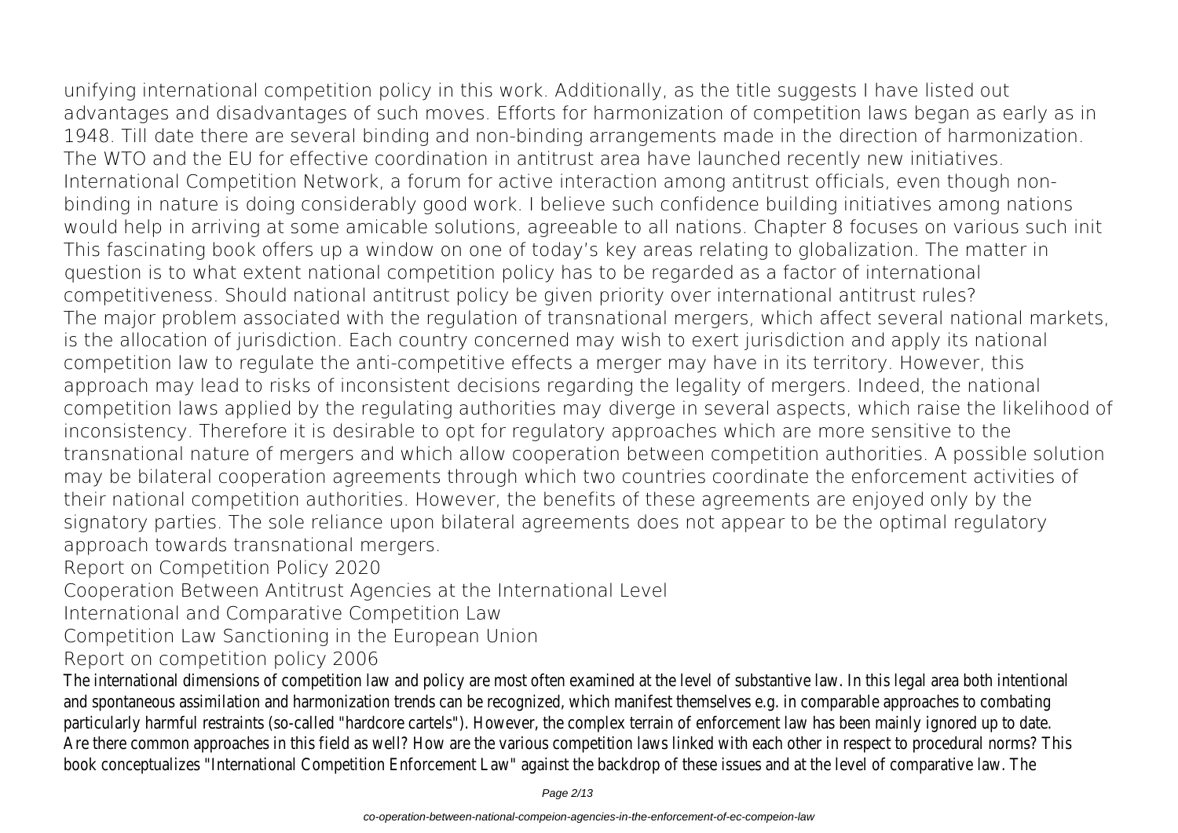unifying international competition policy in this work. Additionally, as the title suggests I have listed out advantages and disadvantages of such moves. Efforts for harmonization of competition laws began as early as in 1948. Till date there are several binding and non-binding arrangements made in the direction of harmonization. The WTO and the EU for effective coordination in antitrust area have launched recently new initiatives. International Competition Network, a forum for active interaction among antitrust officials, even though non-binding in nature is doing considerably good work. I believe such confidence building initiatives among nations would help in arriving at some amicable solutions, agreeable to all nations. Chapter 8 focuses on various such init

This fascinating book offers up a window on one of today's key areas relating to globalization. The matter in question is to what extent national competition policy has to be regarded as a factor of international competitiveness. Should national antitrust policy be given priority over international antitrust rules?

The major problem associated with the regulation of transnational mergers, which affect several national markets, is the allocation of jurisdiction. Each country concerned may wish to exert jurisdiction and apply its national competition law to regulate the anti-competitive effects a merger may have in its territory. However, this approach may lead to risks of inconsistent decisions regarding the legality of mergers. Indeed, the national competition laws applied by the regulating authorities may diverge in several aspects, which raise the likelihood of inconsistency. Therefore it is desirable to opt for regulatory approaches which are more sensitive to the transnational nature of mergers and which allow cooperation between competition authorities. A possible solution may be bilateral cooperation agreements through which two countries coordinate the enforcement activities of their national competition authorities. However, the benefits of these agreements are enjoyed only by the signatory parties. The sole reliance upon bilateral agreements does not appear to be the optimal regulatory approach towards transnational mergers.

Report on Competition Policy 2020

Cooperation Between Antitrust Agencies at the International Level

International and Comparative Competition Law

Competition Law Sanctioning in the European Union

Report on competition policy 2006

The international dimensions of competition law and policy are most often examined at the level of substantive law. In this legal area both intentional and spontaneous assimilation and harmonization trends can be recognized, which manifest themselves e.g. in comparable approaches to combating particularly harmful restraints (so-called "hardcore cartels"). However, the complex terrain of enforcement law has been mainly ignored up to date. Are there common approaches in this field as well? How are the various competition laws linked with each other in respect to procedural norms? This book conceptualizes "International Competition Enforcement Law" against the backdrop of these issues and at the level of comparative law. The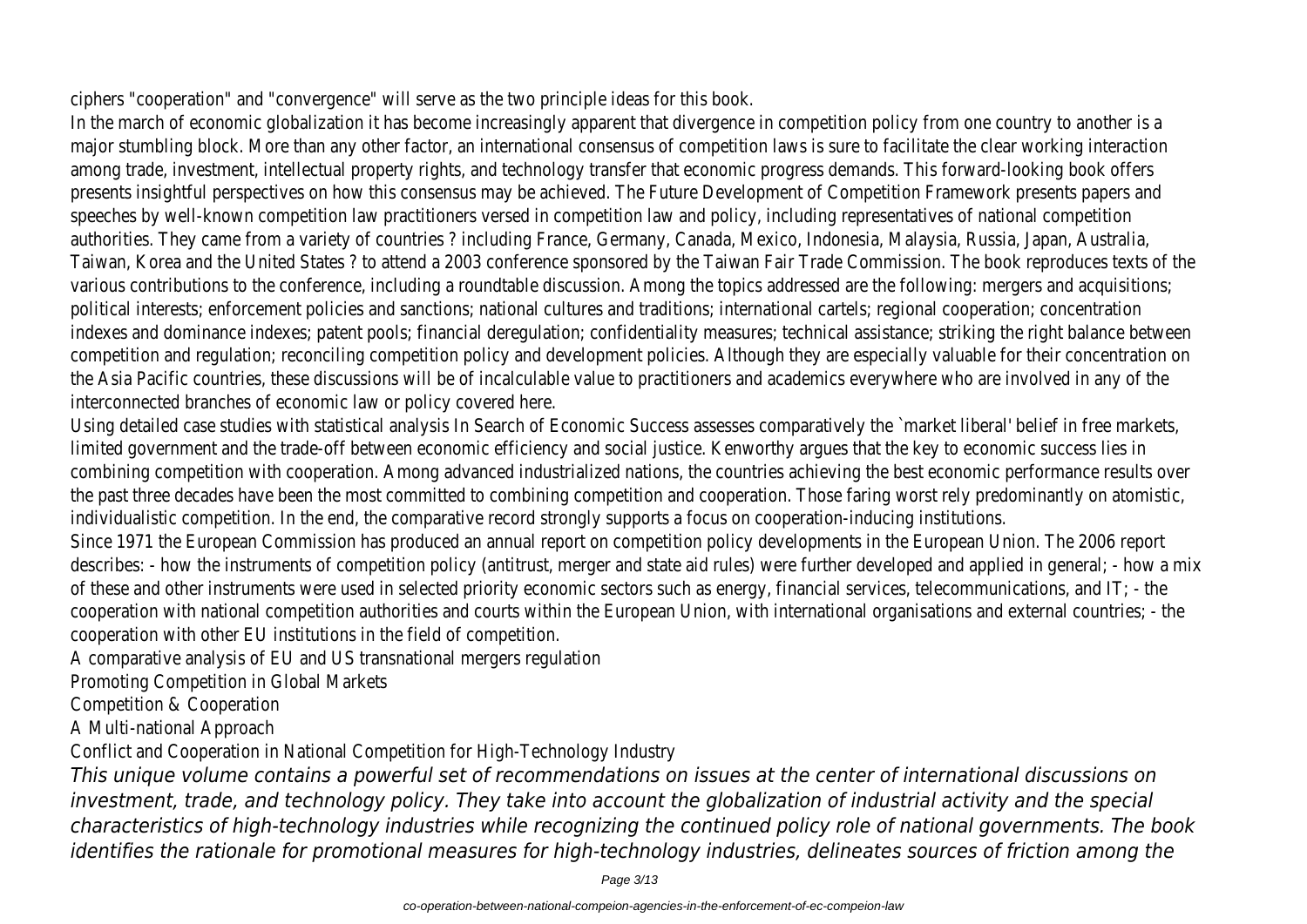ciphers "cooperation" and "convergence" will serve as the two principle ideas for this book.

In the march of economic globalization it has become increasingly apparent that divergence in competition policy from one country to another is a major stumbling block. More than any other factor, an international consensus of competition laws is sure to facilitate the clear working interaction among trade, investment, intellectual property rights, and technology transfer that economic progress demands. This forward-looking book offers presents insightful perspectives on how this consensus may be achieved. The Future Development of Competition Framework presents papers and speeches by well-known competition law practitioners versed in competition law and policy, including representatives of national competition authorities. They came from a variety of countries ? including France, Germany, Canada, Mexico, Indonesia, Malaysia, Russia, Japan, Australia, Taiwan, Korea and the United States ? to attend a 2003 conference sponsored by the Taiwan Fair Trade Commission. The book reproduces texts of the various contributions to the conference, including a roundtable discussion. Among the topics addressed are the following: mergers and acquisitions; political interests; enforcement policies and sanctions; national cultures and traditions; international cartels; regional cooperation; concentration indexes and dominance indexes; patent pools; financial deregulation; confidentiality measures; technical assistance; striking the right balance between competition and regulation; reconciling competition policy and development policies. Although they are especially valuable for their concentration on the Asia Pacific countries, these discussions will be of incalculable value to practitioners and academics everywhere who are involved in any of the interconnected branches of economic law or policy covered here.

Using detailed case studies with statistical analysis In Search of Economic Success assesses comparatively the `market liberal' belief in free markets, limited government and the trade-off between economic efficiency and social justice. Kenworthy argues that the key to economic success lies in combining competition with cooperation. Among advanced industrialized nations, the countries achieving the best economic performance results over the past three decades have been the most committed to combining competition and cooperation. Those faring worst rely predominantly on atomistic, individualistic competition. In the end, the comparative record strongly supports a focus on cooperation-inducing institutions.

Since 1971 the European Commission has produced an annual report on competition policy developments in the European Union. The 2006 report describes: - how the instruments of competition policy (antitrust, merger and state aid rules) were further developed and applied in general; - how a mix of these and other instruments were used in selected priority economic sectors such as energy, financial services, telecommunications, and IT; - the cooperation with national competition authorities and courts within the European Union, with international organisations and external countries; - the cooperation with other EU institutions in the field of competition.

A comparative analysis of EU and US transnational mergers regulation

Promoting Competition in Global Markets

Competition & Cooperation

A Multi-national Approach

Conflict and Cooperation in National Competition for High-Technology Industry

*This unique volume contains a powerful set of recommendations on issues at the center of international discussions on investment, trade, and technology policy. They take into account the globalization of industrial activity and the special characteristics of high-technology industries while recognizing the continued policy role of national governments. The book identifies the rationale for promotional measures for high-technology industries, delineates sources of friction among the*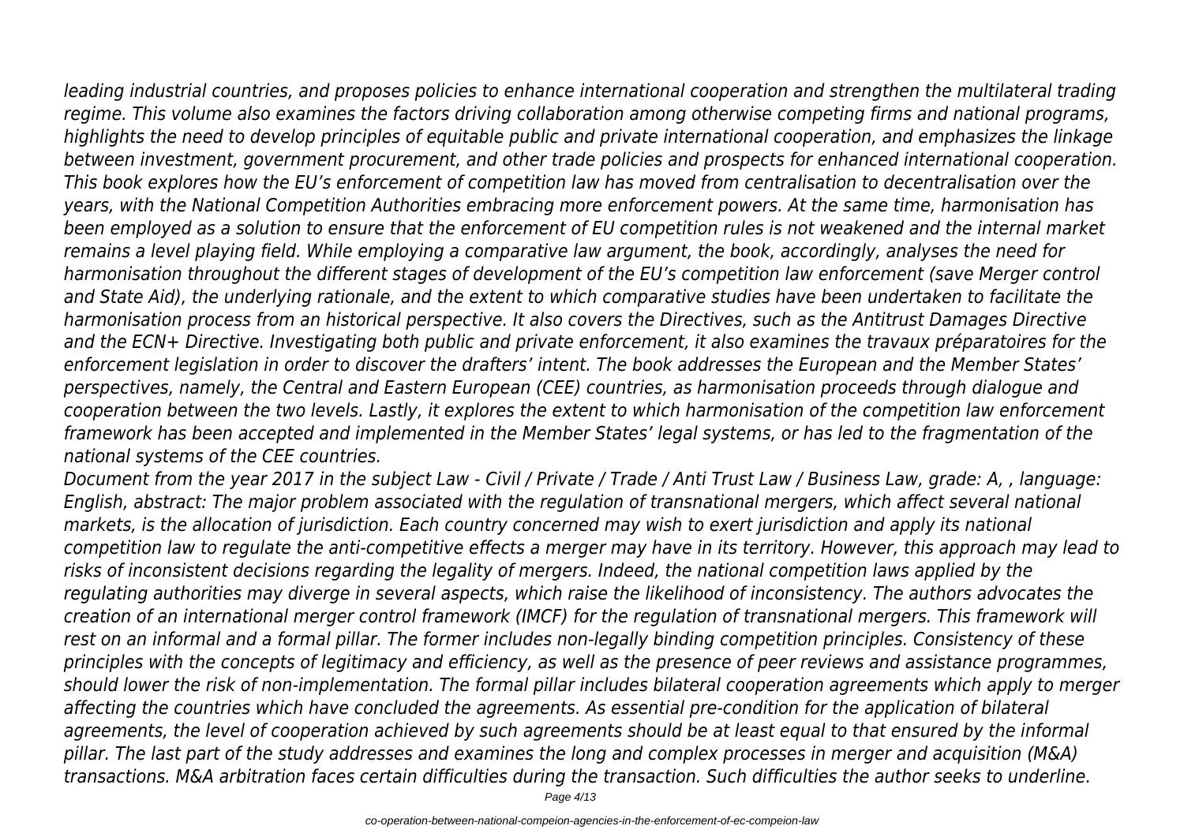*leading industrial countries, and proposes policies to enhance international cooperation and strengthen the multilateral trading regime. This volume also examines the factors driving collaboration among otherwise competing firms and national programs, highlights the need to develop principles of equitable public and private international cooperation, and emphasizes the linkage between investment, government procurement, and other trade policies and prospects for enhanced international cooperation.*
*This book explores how the EU's enforcement of competition law has moved from centralisation to decentralisation over the years, with the National Competition Authorities embracing more enforcement powers. At the same time, harmonisation has been employed as a solution to ensure that the enforcement of EU competition rules is not weakened and the internal market remains a level playing field. While employing a comparative law argument, the book, accordingly, analyses the need for harmonisation throughout the different stages of development of the EU's competition law enforcement (save Merger control and State Aid), the underlying rationale, and the extent to which comparative studies have been undertaken to facilitate the harmonisation process from an historical perspective. It also covers the Directives, such as the Antitrust Damages Directive and the ECN+ Directive. Investigating both public and private enforcement, it also examines the travaux préparatoires for the enforcement legislation in order to discover the drafters' intent. The book addresses the European and the Member States' perspectives, namely, the Central and Eastern European (CEE) countries, as harmonisation proceeds through dialogue and cooperation between the two levels. Lastly, it explores the extent to which harmonisation of the competition law enforcement framework has been accepted and implemented in the Member States' legal systems, or has led to the fragmentation of the national systems of the CEE countries.*
*Document from the year 2017 in the subject Law - Civil / Private / Trade / Anti Trust Law / Business Law, grade: A, , language: English, abstract: The major problem associated with the regulation of transnational mergers, which affect several national markets, is the allocation of jurisdiction. Each country concerned may wish to exert jurisdiction and apply its national competition law to regulate the anti-competitive effects a merger may have in its territory. However, this approach may lead to risks of inconsistent decisions regarding the legality of mergers. Indeed, the national competition laws applied by the regulating authorities may diverge in several aspects, which raise the likelihood of inconsistency. The authors advocates the creation of an international merger control framework (IMCF) for the regulation of transnational mergers. This framework will rest on an informal and a formal pillar. The former includes non-legally binding competition principles. Consistency of these principles with the concepts of legitimacy and efficiency, as well as the presence of peer reviews and assistance programmes, should lower the risk of non-implementation. The formal pillar includes bilateral cooperation agreements which apply to merger affecting the countries which have concluded the agreements. As essential pre-condition for the application of bilateral agreements, the level of cooperation achieved by such agreements should be at least equal to that ensured by the informal pillar. The last part of the study addresses and examines the long and complex processes in merger and acquisition (M&A) transactions. M&A arbitration faces certain difficulties during the transaction. Such difficulties the author seeks to underline.*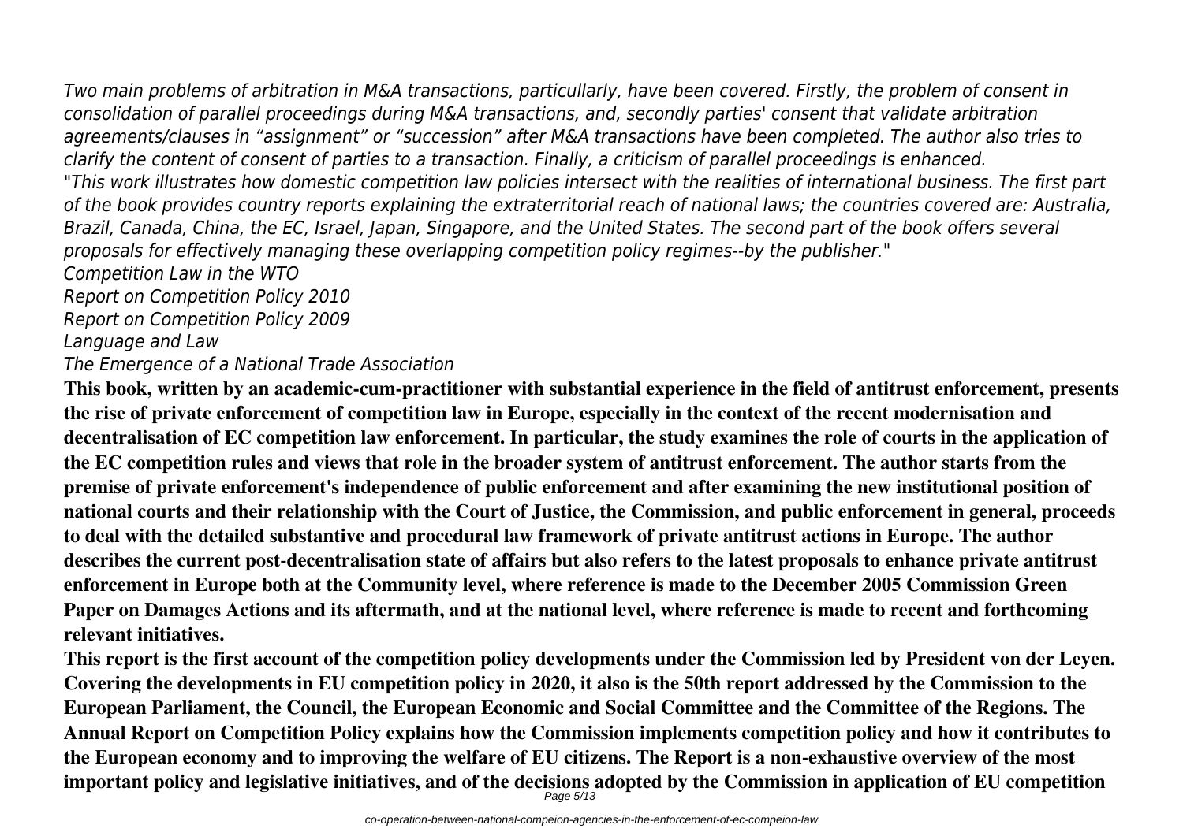*Two main problems of arbitration in M&A transactions, particullarly, have been covered. Firstly, the problem of consent in consolidation of parallel proceedings during M&A transactions, and, secondly parties' consent that validate arbitration agreements/clauses in "assignment" or "succession" after M&A transactions have been completed. The author also tries to clarify the content of consent of parties to a transaction. Finally, a criticism of parallel proceedings is enhanced.*

*"This work illustrates how domestic competition law policies intersect with the realities of international business. The first part of the book provides country reports explaining the extraterritorial reach of national laws; the countries covered are: Australia, Brazil, Canada, China, the EC, Israel, Japan, Singapore, and the United States. The second part of the book offers several proposals for effectively managing these overlapping competition policy regimes--by the publisher."*

*Competition Law in the WTO*

*Report on Competition Policy 2010*

*Report on Competition Policy 2009*

*Language and Law*

*The Emergence of a National Trade Association*

**This book, written by an academic-cum-practitioner with substantial experience in the field of antitrust enforcement, presents the rise of private enforcement of competition law in Europe, especially in the context of the recent modernisation and decentralisation of EC competition law enforcement. In particular, the study examines the role of courts in the application of the EC competition rules and views that role in the broader system of antitrust enforcement. The author starts from the premise of private enforcement's independence of public enforcement and after examining the new institutional position of national courts and their relationship with the Court of Justice, the Commission, and public enforcement in general, proceeds to deal with the detailed substantive and procedural law framework of private antitrust actions in Europe. The author describes the current post-decentralisation state of affairs but also refers to the latest proposals to enhance private antitrust enforcement in Europe both at the Community level, where reference is made to the December 2005 Commission Green Paper on Damages Actions and its aftermath, and at the national level, where reference is made to recent and forthcoming relevant initiatives.**

**This report is the first account of the competition policy developments under the Commission led by President von der Leyen. Covering the developments in EU competition policy in 2020, it also is the 50th report addressed by the Commission to the European Parliament, the Council, the European Economic and Social Committee and the Committee of the Regions. The Annual Report on Competition Policy explains how the Commission implements competition policy and how it contributes to the European economy and to improving the welfare of EU citizens. The Report is a non-exhaustive overview of the most important policy and legislative initiatives, and of the decisions adopted by the Commission in application of EU competition**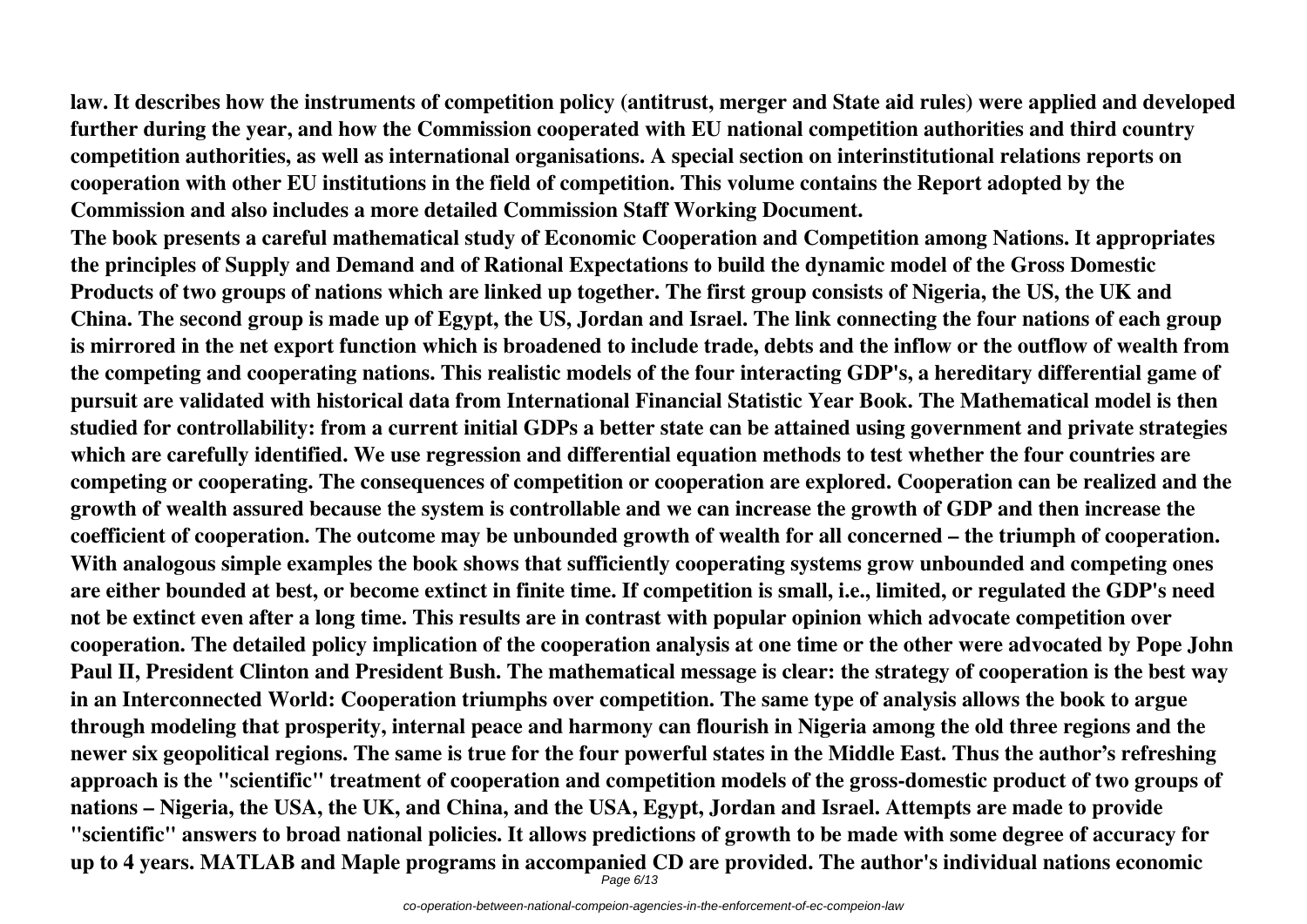**law. It describes how the instruments of competition policy (antitrust, merger and State aid rules) were applied and developed further during the year, and how the Commission cooperated with EU national competition authorities and third country competition authorities, as well as international organisations. A special section on interinstitutional relations reports on cooperation with other EU institutions in the field of competition. This volume contains the Report adopted by the Commission and also includes a more detailed Commission Staff Working Document.**

**The book presents a careful mathematical study of Economic Cooperation and Competition among Nations. It appropriates the principles of Supply and Demand and of Rational Expectations to build the dynamic model of the Gross Domestic Products of two groups of nations which are linked up together. The first group consists of Nigeria, the US, the UK and China. The second group is made up of Egypt, the US, Jordan and Israel. The link connecting the four nations of each group is mirrored in the net export function which is broadened to include trade, debts and the inflow or the outflow of wealth from the competing and cooperating nations. This realistic models of the four interacting GDP's, a hereditary differential game of pursuit are validated with historical data from International Financial Statistic Year Book. The Mathematical model is then studied for controllability: from a current initial GDPs a better state can be attained using government and private strategies which are carefully identified. We use regression and differential equation methods to test whether the four countries are competing or cooperating. The consequences of competition or cooperation are explored. Cooperation can be realized and the growth of wealth assured because the system is controllable and we can increase the growth of GDP and then increase the coefficient of cooperation. The outcome may be unbounded growth of wealth for all concerned – the triumph of cooperation. With analogous simple examples the book shows that sufficiently cooperating systems grow unbounded and competing ones are either bounded at best, or become extinct in finite time. If competition is small, i.e., limited, or regulated the GDP's need not be extinct even after a long time. This results are in contrast with popular opinion which advocate competition over cooperation. The detailed policy implication of the cooperation analysis at one time or the other were advocated by Pope John Paul II, President Clinton and President Bush. The mathematical message is clear: the strategy of cooperation is the best way in an Interconnected World: Cooperation triumphs over competition. The same type of analysis allows the book to argue through modeling that prosperity, internal peace and harmony can flourish in Nigeria among the old three regions and the newer six geopolitical regions. The same is true for the four powerful states in the Middle East. Thus the author's refreshing approach is the "scientific" treatment of cooperation and competition models of the gross-domestic product of two groups of nations – Nigeria, the USA, the UK, and China, and the USA, Egypt, Jordan and Israel. Attempts are made to provide "scientific" answers to broad national policies. It allows predictions of growth to be made with some degree of accuracy for up to 4 years. MATLAB and Maple programs in accompanied CD are provided. The author's individual nations economic**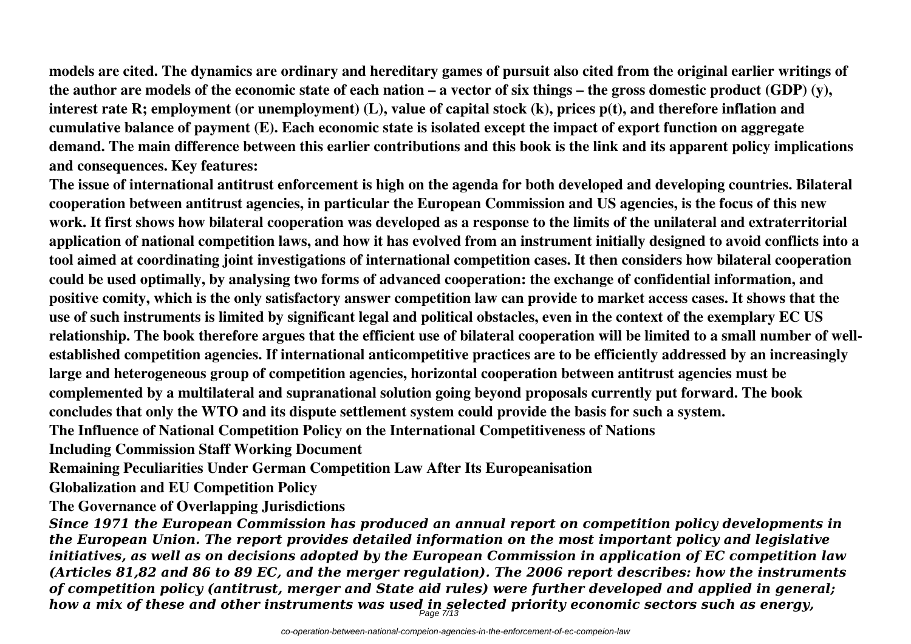**models are cited. The dynamics are ordinary and hereditary games of pursuit also cited from the original earlier writings of the author are models of the economic state of each nation – a vector of six things – the gross domestic product (GDP) (y), interest rate R; employment (or unemployment) (L), value of capital stock (k), prices p(t), and therefore inflation and cumulative balance of payment (E). Each economic state is isolated except the impact of export function on aggregate demand. The main difference between this earlier contributions and this book is the link and its apparent policy implications and consequences. Key features:**

**The issue of international antitrust enforcement is high on the agenda for both developed and developing countries. Bilateral cooperation between antitrust agencies, in particular the European Commission and US agencies, is the focus of this new work. It first shows how bilateral cooperation was developed as a response to the limits of the unilateral and extraterritorial application of national competition laws, and how it has evolved from an instrument initially designed to avoid conflicts into a tool aimed at coordinating joint investigations of international competition cases. It then considers how bilateral cooperation could be used optimally, by analysing two forms of advanced cooperation: the exchange of confidential information, and positive comity, which is the only satisfactory answer competition law can provide to market access cases. It shows that the use of such instruments is limited by significant legal and political obstacles, even in the context of the exemplary EC US relationship. The book therefore argues that the efficient use of bilateral cooperation will be limited to a small number of well-established competition agencies. If international anticompetitive practices are to be efficiently addressed by an increasingly large and heterogeneous group of competition agencies, horizontal cooperation between antitrust agencies must be complemented by a multilateral and supranational solution going beyond proposals currently put forward. The book concludes that only the WTO and its dispute settlement system could provide the basis for such a system.**

**The Influence of National Competition Policy on the International Competitiveness of Nations**

**Including Commission Staff Working Document**

**Remaining Peculiarities Under German Competition Law After Its Europeanisation**

**Globalization and EU Competition Policy**

**The Governance of Overlapping Jurisdictions**

***Since 1971 the European Commission has produced an annual report on competition policy developments in the European Union. The report provides detailed information on the most important policy and legislative initiatives, as well as on decisions adopted by the European Commission in application of EC competition law (Articles 81,82 and 86 to 89 EC, and the merger regulation). The 2006 report describes: how the instruments of competition policy (antitrust, merger and State aid rules) were further developed and applied in general; how a mix of these and other instruments was used in selected priority economic sectors such as energy,***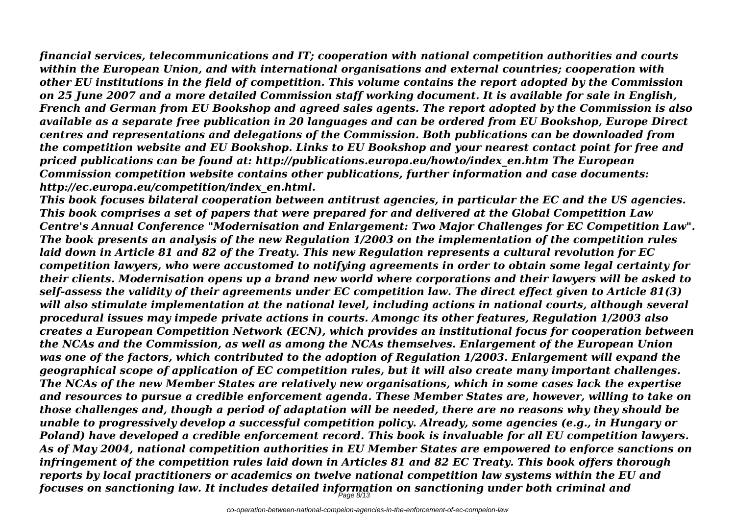*financial services, telecommunications and IT; cooperation with national competition authorities and courts within the European Union, and with international organisations and external countries; cooperation with other EU institutions in the field of competition. This volume contains the report adopted by the Commission on 25 June 2007 and a more detailed Commission staff working document. It is available for sale in English, French and German from EU Bookshop and agreed sales agents. The report adopted by the Commission is also available as a separate free publication in 20 languages and can be ordered from EU Bookshop, Europe Direct centres and representations and delegations of the Commission. Both publications can be downloaded from the competition website and EU Bookshop. Links to EU Bookshop and your nearest contact point for free and priced publications can be found at: http://publications.europa.eu/howto/index_en.htm The European Commission competition website contains other publications, further information and case documents: http://ec.europa.eu/competition/index_en.html.*

*This book focuses bilateral cooperation between antitrust agencies, in particular the EC and the US agencies. This book comprises a set of papers that were prepared for and delivered at the Global Competition Law Centre's Annual Conference "Modernisation and Enlargement: Two Major Challenges for EC Competition Law". The book presents an analysis of the new Regulation 1/2003 on the implementation of the competition rules laid down in Article 81 and 82 of the Treaty. This new Regulation represents a cultural revolution for EC competition lawyers, who were accustomed to notifying agreements in order to obtain some legal certainty for their clients. Modernisation opens up a brand new world where corporations and their lawyers will be asked to self-assess the validity of their agreements under EC competition law. The direct effect given to Article 81(3) will also stimulate implementation at the national level, including actions in national courts, although several procedural issues may impede private actions in courts. Amongc its other features, Regulation 1/2003 also creates a European Competition Network (ECN), which provides an institutional focus for cooperation between the NCAs and the Commission, as well as among the NCAs themselves. Enlargement of the European Union was one of the factors, which contributed to the adoption of Regulation 1/2003. Enlargement will expand the geographical scope of application of EC competition rules, but it will also create many important challenges. The NCAs of the new Member States are relatively new organisations, which in some cases lack the expertise and resources to pursue a credible enforcement agenda. These Member States are, however, willing to take on those challenges and, though a period of adaptation will be needed, there are no reasons why they should be unable to progressively develop a successful competition policy. Already, some agencies (e.g., in Hungary or Poland) have developed a credible enforcement record. This book is invaluable for all EU competition lawyers. As of May 2004, national competition authorities in EU Member States are empowered to enforce sanctions on infringement of the competition rules laid down in Articles 81 and 82 EC Treaty. This book offers thorough reports by local practitioners or academics on twelve national competition law systems within the EU and focuses on sanctioning law. It includes detailed information on sanctioning under both criminal and*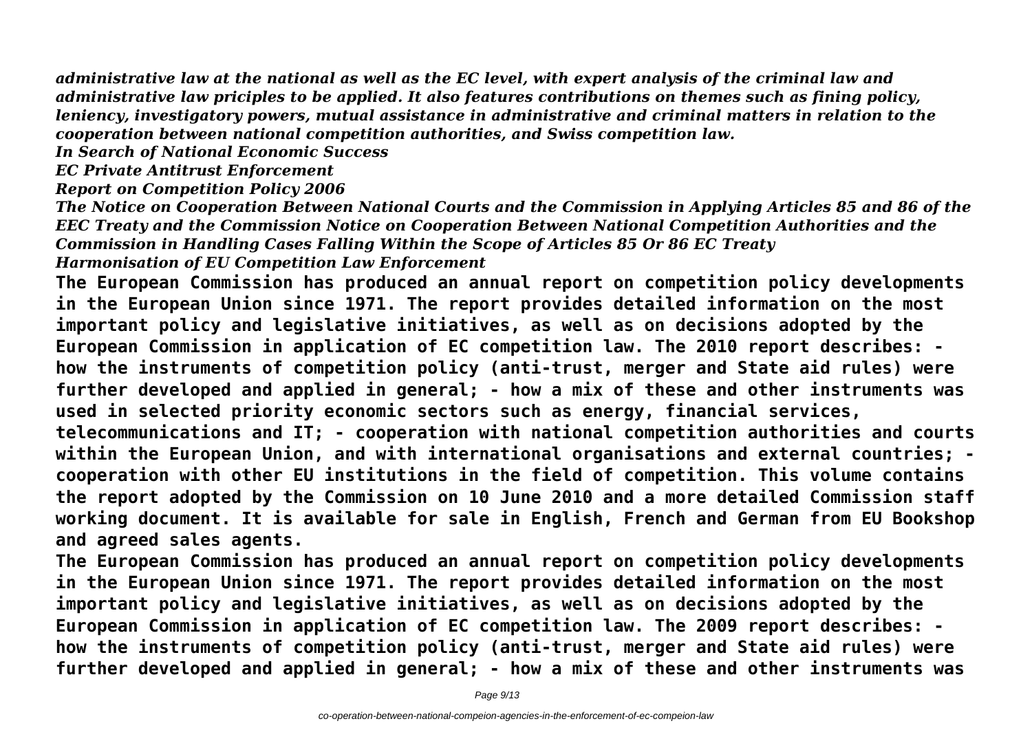*administrative law at the national as well as the EC level, with expert analysis of the criminal law and administrative law priciples to be applied. It also features contributions on themes such as fining policy, leniency, investigatory powers, mutual assistance in administrative and criminal matters in relation to the cooperation between national competition authorities, and Swiss competition law.*

*In Search of National Economic Success*

*EC Private Antitrust Enforcement*

*Report on Competition Policy 2006*

*The Notice on Cooperation Between National Courts and the Commission in Applying Articles 85 and 86 of the EEC Treaty and the Commission Notice on Cooperation Between National Competition Authorities and the Commission in Handling Cases Falling Within the Scope of Articles 85 Or 86 EC Treaty*

*Harmonisation of EU Competition Law Enforcement*

**The European Commission has produced an annual report on competition policy developments in the European Union since 1971. The report provides detailed information on the most important policy and legislative initiatives, as well as on decisions adopted by the European Commission in application of EC competition law. The 2010 report describes: - how the instruments of competition policy (anti-trust, merger and State aid rules) were further developed and applied in general; - how a mix of these and other instruments was used in selected priority economic sectors such as energy, financial services, telecommunications and IT; - cooperation with national competition authorities and courts within the European Union, and with international organisations and external countries; - cooperation with other EU institutions in the field of competition. This volume contains the report adopted by the Commission on 10 June 2010 and a more detailed Commission staff working document. It is available for sale in English, French and German from EU Bookshop and agreed sales agents.**

**The European Commission has produced an annual report on competition policy developments in the European Union since 1971. The report provides detailed information on the most important policy and legislative initiatives, as well as on decisions adopted by the European Commission in application of EC competition law. The 2009 report describes: - how the instruments of competition policy (anti-trust, merger and State aid rules) were further developed and applied in general; - how a mix of these and other instruments was**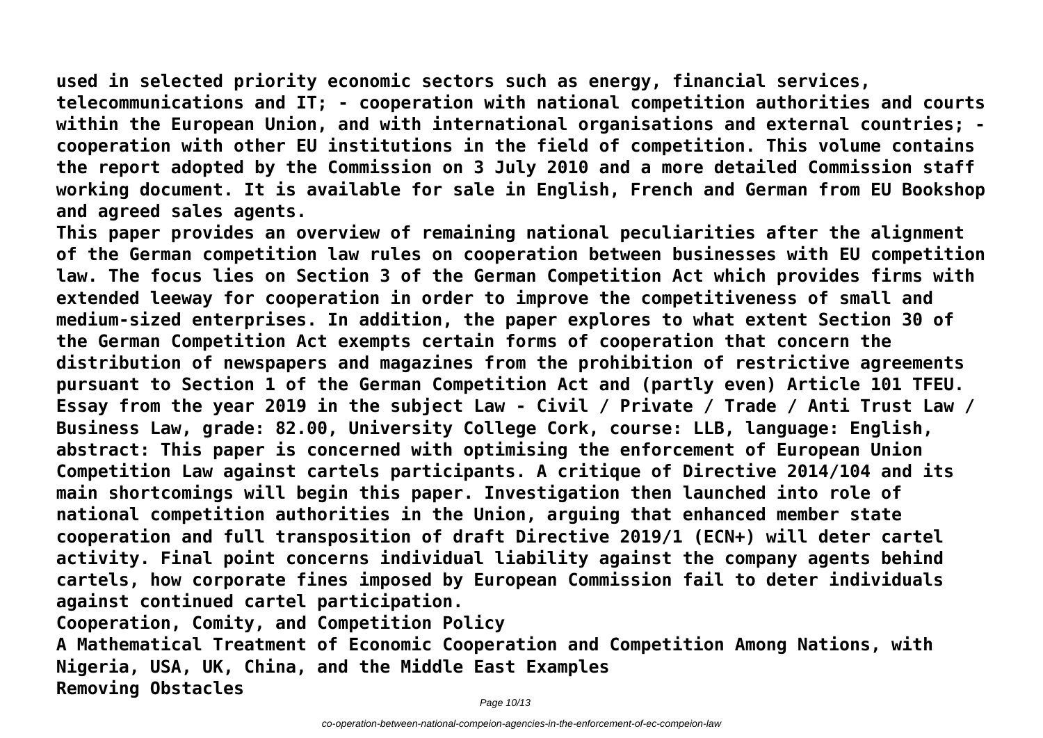**used in selected priority economic sectors such as energy, financial services, telecommunications and IT; - cooperation with national competition authorities and courts within the European Union, and with international organisations and external countries; - cooperation with other EU institutions in the field of competition. This volume contains the report adopted by the Commission on 3 July 2010 and a more detailed Commission staff working document. It is available for sale in English, French and German from EU Bookshop and agreed sales agents.**

**This paper provides an overview of remaining national peculiarities after the alignment of the German competition law rules on cooperation between businesses with EU competition law. The focus lies on Section 3 of the German Competition Act which provides firms with extended leeway for cooperation in order to improve the competitiveness of small and medium-sized enterprises. In addition, the paper explores to what extent Section 30 of the German Competition Act exempts certain forms of cooperation that concern the distribution of newspapers and magazines from the prohibition of restrictive agreements pursuant to Section 1 of the German Competition Act and (partly even) Article 101 TFEU.**

**Essay from the year 2019 in the subject Law - Civil / Private / Trade / Anti Trust Law / Business Law, grade: 82.00, University College Cork, course: LLB, language: English, abstract: This paper is concerned with optimising the enforcement of European Union Competition Law against cartels participants. A critique of Directive 2014/104 and its main shortcomings will begin this paper. Investigation then launched into role of national competition authorities in the Union, arguing that enhanced member state cooperation and full transposition of draft Directive 2019/1 (ECN+) will deter cartel activity. Final point concerns individual liability against the company agents behind cartels, how corporate fines imposed by European Commission fail to deter individuals against continued cartel participation.**

**Cooperation, Comity, and Competition Policy**

**A Mathematical Treatment of Economic Cooperation and Competition Among Nations, with Nigeria, USA, UK, China, and the Middle East Examples**

**Removing Obstacles**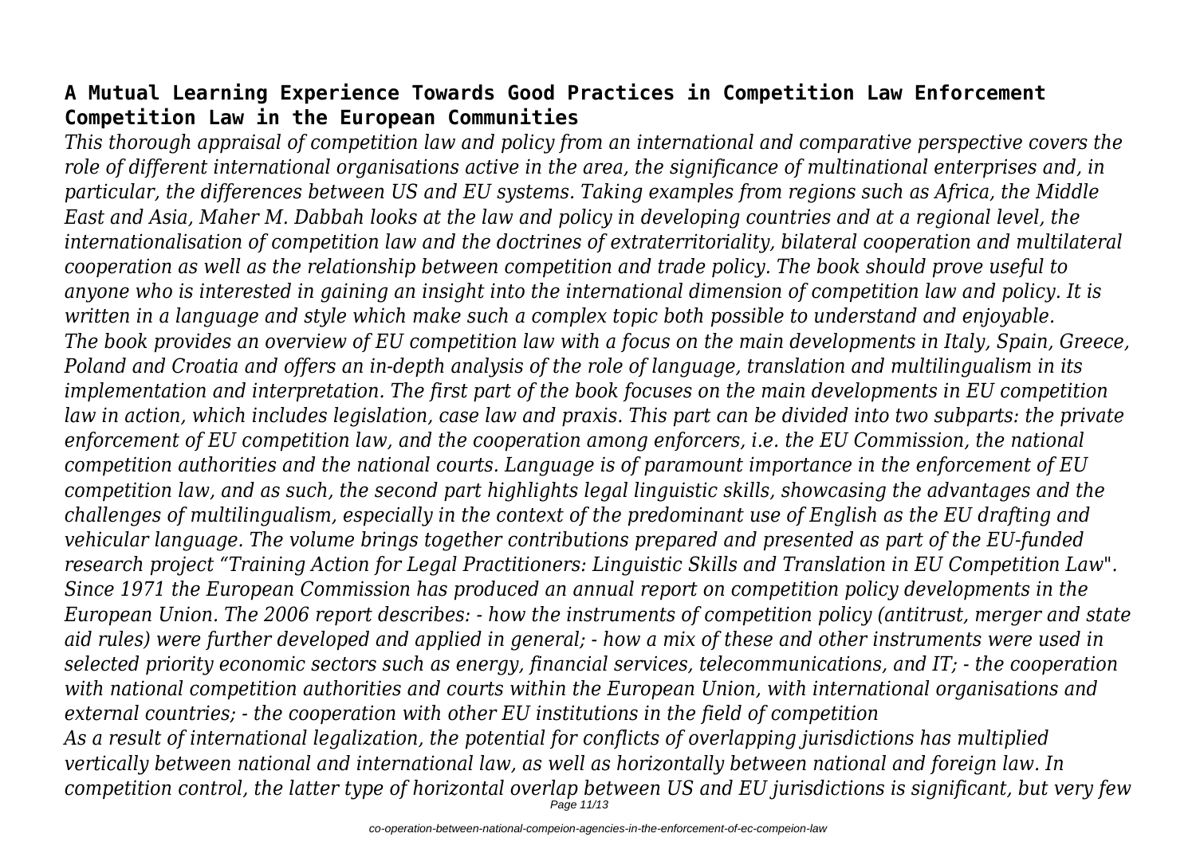**A Mutual Learning Experience Towards Good Practices in Competition Law Enforcement Competition Law in the European Communities**

*This thorough appraisal of competition law and policy from an international and comparative perspective covers the role of different international organisations active in the area, the significance of multinational enterprises and, in particular, the differences between US and EU systems. Taking examples from regions such as Africa, the Middle East and Asia, Maher M. Dabbah looks at the law and policy in developing countries and at a regional level, the internationalisation of competition law and the doctrines of extraterritoriality, bilateral cooperation and multilateral cooperation as well as the relationship between competition and trade policy. The book should prove useful to anyone who is interested in gaining an insight into the international dimension of competition law and policy. It is written in a language and style which make such a complex topic both possible to understand and enjoyable.*

*The book provides an overview of EU competition law with a focus on the main developments in Italy, Spain, Greece, Poland and Croatia and offers an in-depth analysis of the role of language, translation and multilingualism in its implementation and interpretation. The first part of the book focuses on the main developments in EU competition law in action, which includes legislation, case law and praxis. This part can be divided into two subparts: the private enforcement of EU competition law, and the cooperation among enforcers, i.e. the EU Commission, the national competition authorities and the national courts. Language is of paramount importance in the enforcement of EU competition law, and as such, the second part highlights legal linguistic skills, showcasing the advantages and the challenges of multilingualism, especially in the context of the predominant use of English as the EU drafting and vehicular language. The volume brings together contributions prepared and presented as part of the EU-funded research project "Training Action for Legal Practitioners: Linguistic Skills and Translation in EU Competition Law".*

*Since 1971 the European Commission has produced an annual report on competition policy developments in the European Union. The 2006 report describes: - how the instruments of competition policy (antitrust, merger and state aid rules) were further developed and applied in general; - how a mix of these and other instruments were used in selected priority economic sectors such as energy, financial services, telecommunications, and IT; - the cooperation with national competition authorities and courts within the European Union, with international organisations and external countries; - the cooperation with other EU institutions in the field of competition*

*As a result of international legalization, the potential for conflicts of overlapping jurisdictions has multiplied vertically between national and international law, as well as horizontally between national and foreign law. In competition control, the latter type of horizontal overlap between US and EU jurisdictions is significant, but very few*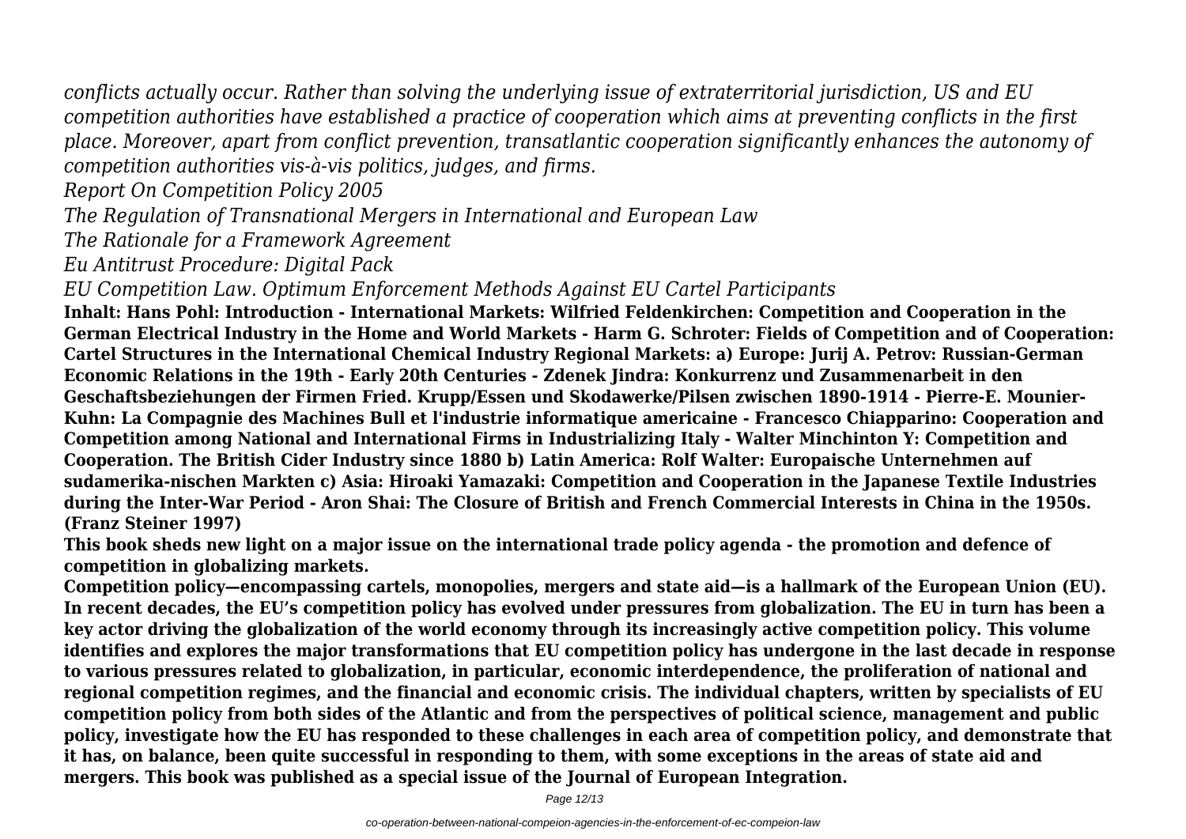*conflicts actually occur. Rather than solving the underlying issue of extraterritorial jurisdiction, US and EU competition authorities have established a practice of cooperation which aims at preventing conflicts in the first place. Moreover, apart from conflict prevention, transatlantic cooperation significantly enhances the autonomy of competition authorities vis-à-vis politics, judges, and firms.*

*Report On Competition Policy 2005*

*The Regulation of Transnational Mergers in International and European Law*

*The Rationale for a Framework Agreement*

*Eu Antitrust Procedure: Digital Pack*

*EU Competition Law. Optimum Enforcement Methods Against EU Cartel Participants*

**Inhalt: Hans Pohl: Introduction - International Markets: Wilfried Feldenkirchen: Competition and Cooperation in the German Electrical Industry in the Home and World Markets - Harm G. Schroter: Fields of Competition and of Cooperation: Cartel Structures in the International Chemical Industry Regional Markets: a) Europe: Jurij A. Petrov: Russian-German Economic Relations in the 19th - Early 20th Centuries - Zdenek Jindra: Konkurrenz und Zusammenarbeit in den Geschaftsbeziehungen der Firmen Fried. Krupp/Essen und Skodawerke/Pilsen zwischen 1890-1914 - Pierre-E. Mounier-Kuhn: La Compagnie des Machines Bull et l'industrie informatique americaine - Francesco Chiapparino: Cooperation and Competition among National and International Firms in Industrializing Italy - Walter Minchinton Y: Competition and Cooperation. The British Cider Industry since 1880 b) Latin America: Rolf Walter: Europaische Unternehmen auf sudamerika-nischen Markten c) Asia: Hiroaki Yamazaki: Competition and Cooperation in the Japanese Textile Industries during the Inter-War Period - Aron Shai: The Closure of British and French Commercial Interests in China in the 1950s. (Franz Steiner 1997)**

**This book sheds new light on a major issue on the international trade policy agenda - the promotion and defence of competition in globalizing markets.**

**Competition policy—encompassing cartels, monopolies, mergers and state aid—is a hallmark of the European Union (EU). In recent decades, the EU's competition policy has evolved under pressures from globalization. The EU in turn has been a key actor driving the globalization of the world economy through its increasingly active competition policy. This volume identifies and explores the major transformations that EU competition policy has undergone in the last decade in response to various pressures related to globalization, in particular, economic interdependence, the proliferation of national and regional competition regimes, and the financial and economic crisis. The individual chapters, written by specialists of EU competition policy from both sides of the Atlantic and from the perspectives of political science, management and public policy, investigate how the EU has responded to these challenges in each area of competition policy, and demonstrate that it has, on balance, been quite successful in responding to them, with some exceptions in the areas of state aid and mergers. This book was published as a special issue of the Journal of European Integration.**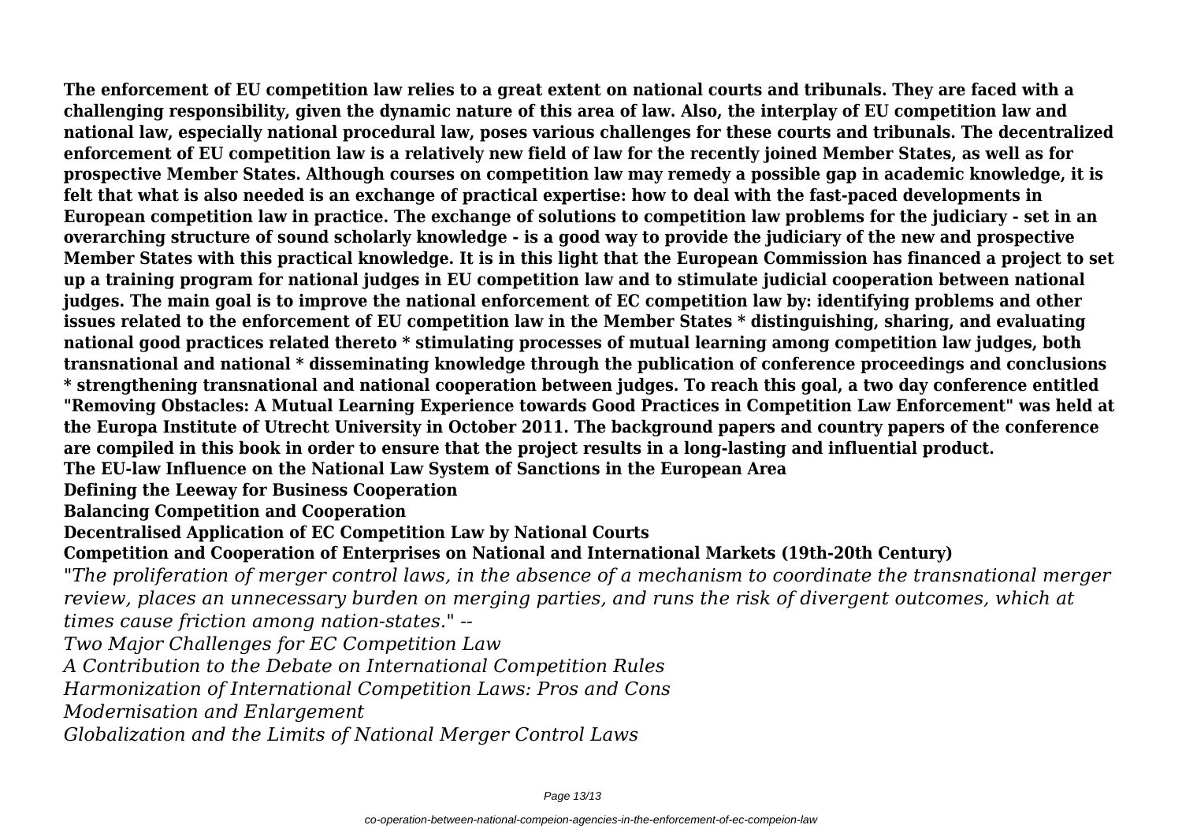**The enforcement of EU competition law relies to a great extent on national courts and tribunals. They are faced with a challenging responsibility, given the dynamic nature of this area of law. Also, the interplay of EU competition law and national law, especially national procedural law, poses various challenges for these courts and tribunals. The decentralized enforcement of EU competition law is a relatively new field of law for the recently joined Member States, as well as for prospective Member States. Although courses on competition law may remedy a possible gap in academic knowledge, it is felt that what is also needed is an exchange of practical expertise: how to deal with the fast-paced developments in European competition law in practice. The exchange of solutions to competition law problems for the judiciary - set in an overarching structure of sound scholarly knowledge - is a good way to provide the judiciary of the new and prospective Member States with this practical knowledge. It is in this light that the European Commission has financed a project to set up a training program for national judges in EU competition law and to stimulate judicial cooperation between national judges. The main goal is to improve the national enforcement of EC competition law by: identifying problems and other issues related to the enforcement of EU competition law in the Member States * distinguishing, sharing, and evaluating national good practices related thereto * stimulating processes of mutual learning among competition law judges, both transnational and national * disseminating knowledge through the publication of conference proceedings and conclusions * strengthening transnational and national cooperation between judges. To reach this goal, a two day conference entitled "Removing Obstacles: A Mutual Learning Experience towards Good Practices in Competition Law Enforcement" was held at the Europa Institute of Utrecht University in October 2011. The background papers and country papers of the conference are compiled in this book in order to ensure that the project results in a long-lasting and influential product.**

**The EU-law Influence on the National Law System of Sanctions in the European Area**

**Defining the Leeway for Business Cooperation**

**Balancing Competition and Cooperation**

**Decentralised Application of EC Competition Law by National Courts**

**Competition and Cooperation of Enterprises on National and International Markets (19th-20th Century)**

*"The proliferation of merger control laws, in the absence of a mechanism to coordinate the transnational merger review, places an unnecessary burden on merging parties, and runs the risk of divergent outcomes, which at times cause friction among nation-states." --*

*Two Major Challenges for EC Competition Law*

*A Contribution to the Debate on International Competition Rules*

*Harmonization of International Competition Laws: Pros and Cons*

*Modernisation and Enlargement*

*Globalization and the Limits of National Merger Control Laws*